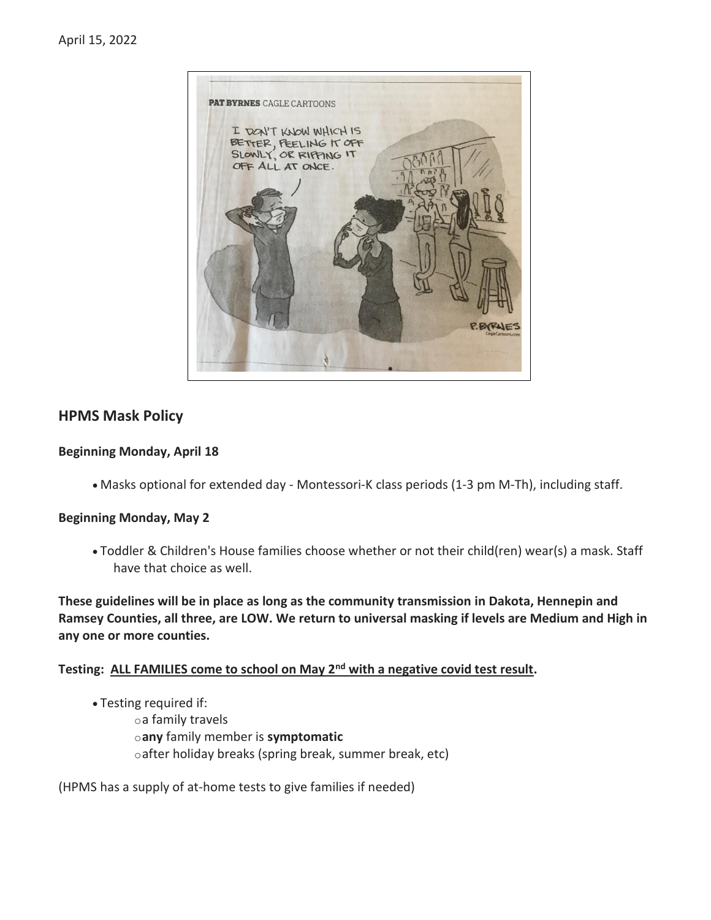April 15, 2022

## HPMS Mask Policy

**Beginning Monday, April 18**

- Masks optional for extended day - Montessori-K class periods (1-3 pm M-Th), including staff.

**Beginning Monday, May 2**

- Toddler & Children's House families choose whether or not their child(ren) wear(s) a mask. Staff have that choice as well.

**These guidelines will be in place as long as the community transmission in Dakota, Hennepin and Ramsey Counties, all three, are LOW. We return to universal masking if levels are Medium and High in any one or more counties.**

**Testing: <u>ALL FAMILIES come to school on May 2nd with a negative covid test result</u>.**

- Testing required if:
  - a family travels
  - **any** family member is **symptomatic**
  - after holiday breaks (spring break, summer break, etc)

(HPMS has a supply of at-home tests to give families if needed)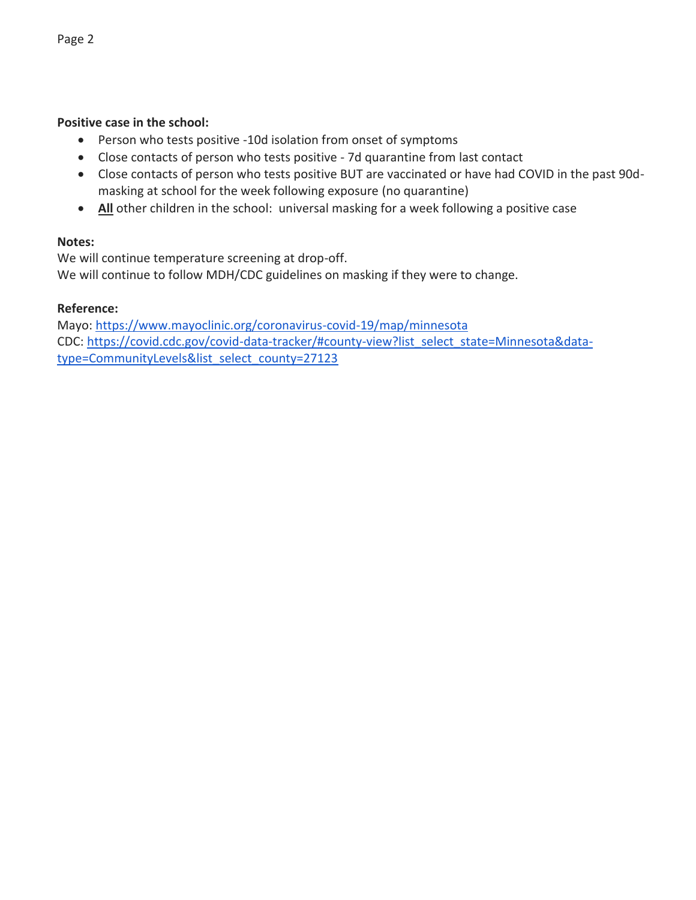**Positive case in the school:**

- Person who tests positive -10d isolation from onset of symptoms
- Close contacts of person who tests positive - 7d quarantine from last contact
- Close contacts of person who tests positive BUT are vaccinated or have had COVID in the past 90d- masking at school for the week following exposure (no quarantine)
- **All** other children in the school: universal masking for a week following a positive case

**Notes:**

We will continue temperature screening at drop-off.
We will continue to follow MDH/CDC guidelines on masking if they were to change.

**Reference:**

Mayo: https://www.mayoclinic.org/coronavirus-covid-19/map/minnesota
CDC: https://covid.cdc.gov/covid-data-tracker/#county-view?list_select_state=Minnesota&data-type=CommunityLevels&list_select_county=27123